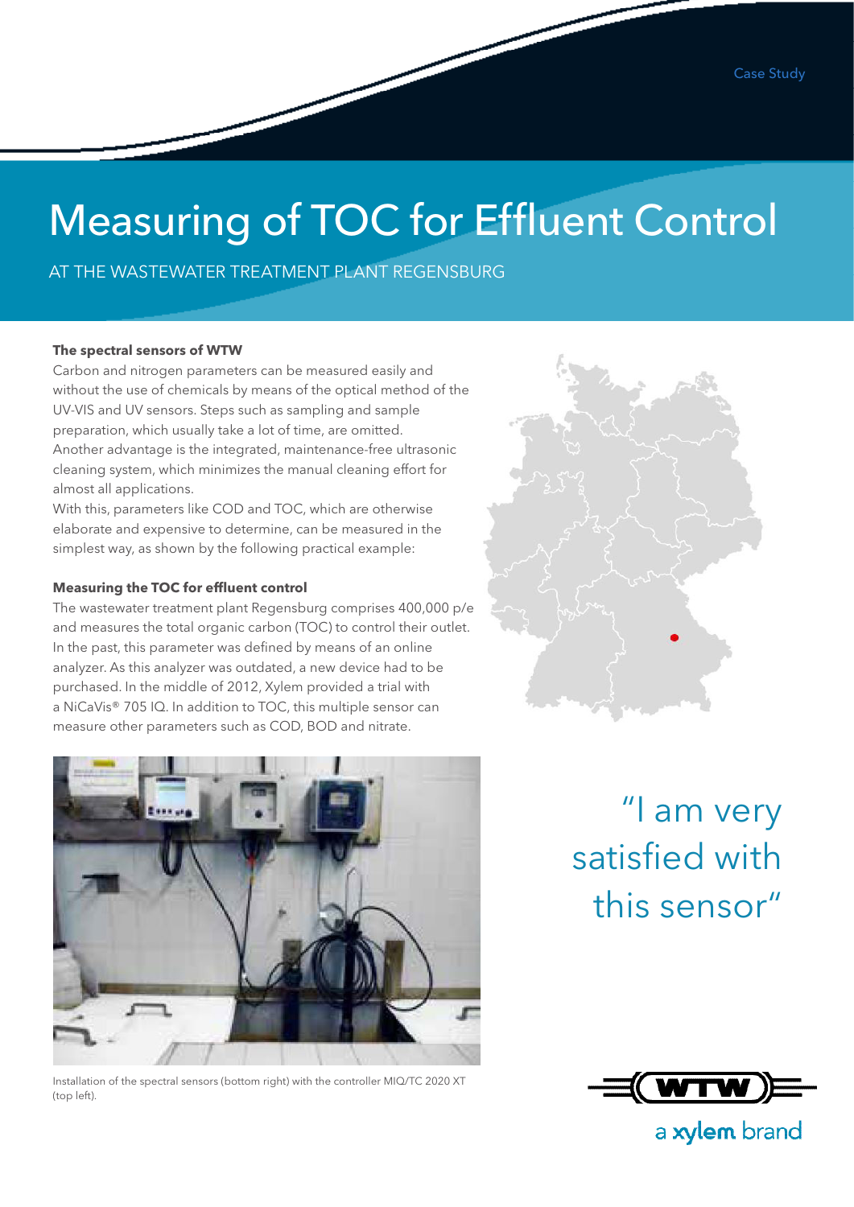Case Study

# Measuring of TOC for Effluent Control

AT THE WASTEWATER TREATMENT PLANT REGENSBURG

**The spectral sensors of WTW**

Carbon and nitrogen parameters can be measured easily and without the use of chemicals by means of the optical method of the UV-VIS and UV sensors. Steps such as sampling and sample preparation, which usually take a lot of time, are omitted. Another advantage is the integrated, maintenance-free ultrasonic cleaning system, which minimizes the manual cleaning effort for almost all applications.

With this, parameters like COD and TOC, which are otherwise elaborate and expensive to determine, can be measured in the simplest way, as shown by the following practical example:

**Measuring the TOC for effluent control**

The wastewater treatment plant Regensburg comprises 400,000 p/e and measures the total organic carbon (TOC) to control their outlet. In the past, this parameter was defined by means of an online analyzer. As this analyzer was outdated, a new device had to be purchased. In the middle of 2012, Xylem provided a trial with a NiCaVis® 705 IQ. In addition to TOC, this multiple sensor can measure other parameters such as COD, BOD and nitrate.

Installation of the spectral sensors (bottom right) with the controller MIQ/TC 2020 XT (top left).

"I am very satisfied with this sensor"

WTW a xylem brand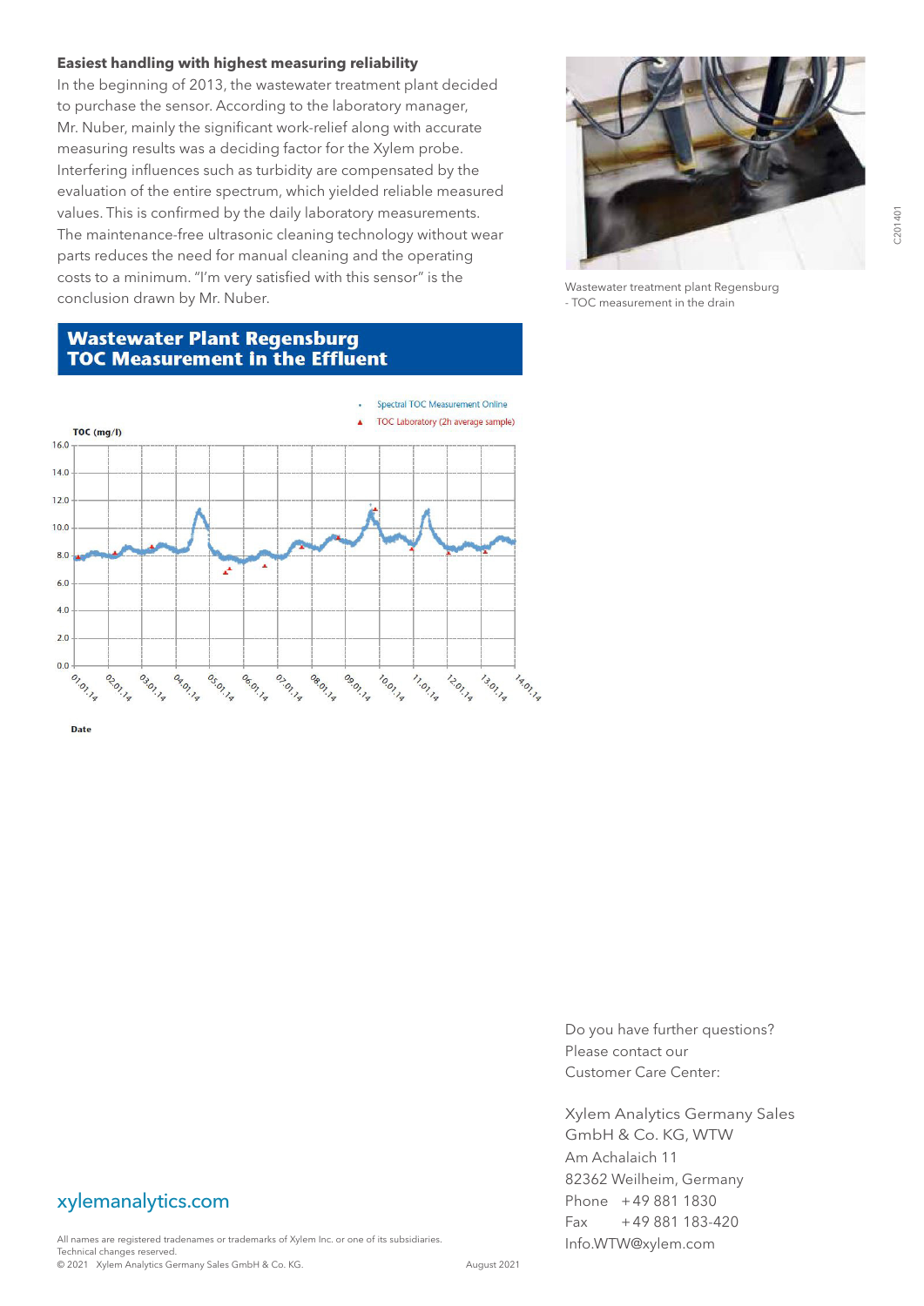**Easiest handling with highest measuring reliability**

In the beginning of 2013, the wastewater treatment plant decided to purchase the sensor. According to the laboratory manager, Mr. Nuber, mainly the significant work-relief along with accurate measuring results was a deciding factor for the Xylem probe. Interfering influences such as turbidity are compensated by the evaluation of the entire spectrum, which yielded reliable measured values. This is confirmed by the daily laboratory measurements. The maintenance-free ultrasonic cleaning technology without wear parts reduces the need for manual cleaning and the operating costs to a minimum. "I'm very satisfied with this sensor" is the conclusion drawn by Mr. Nuber.

Wastewater treatment plant Regensburg - TOC measurement in the drain

## Wastewater Plant Regensburg TOC Measurement in the Effluent

Spectral TOC Measurement Online
TOC Laboratory (2h average sample)

TOC (mg/l)

16.0
14.0
12.0
10.0
8.0
6.0
4.0
2.0
0.0

01.01.14 02.01.14 03.01.14 04.01.14 05.01.14 06.01.14 07.01.14 08.01.14 09.01.14 10.01.14 11.01.14 12.01.14 13.01.14 14.01.14

Date

Do you have further questions? Please contact our Customer Care Center:

Xylem Analytics Germany Sales GmbH & Co. KG, WTW
Am Achalaich 11
82362 Weilheim, Germany
Phone +49 881 1830
Fax +49 881 183-420
Info.WTW@xylem.com

xylemanalytics.com

All names are registered tradenames or trademarks of Xylem Inc. or one of its subsidiaries.
Technical changes reserved.
© 2021 Xylem Analytics Germany Sales GmbH & Co. KG.

August 2021

C201401